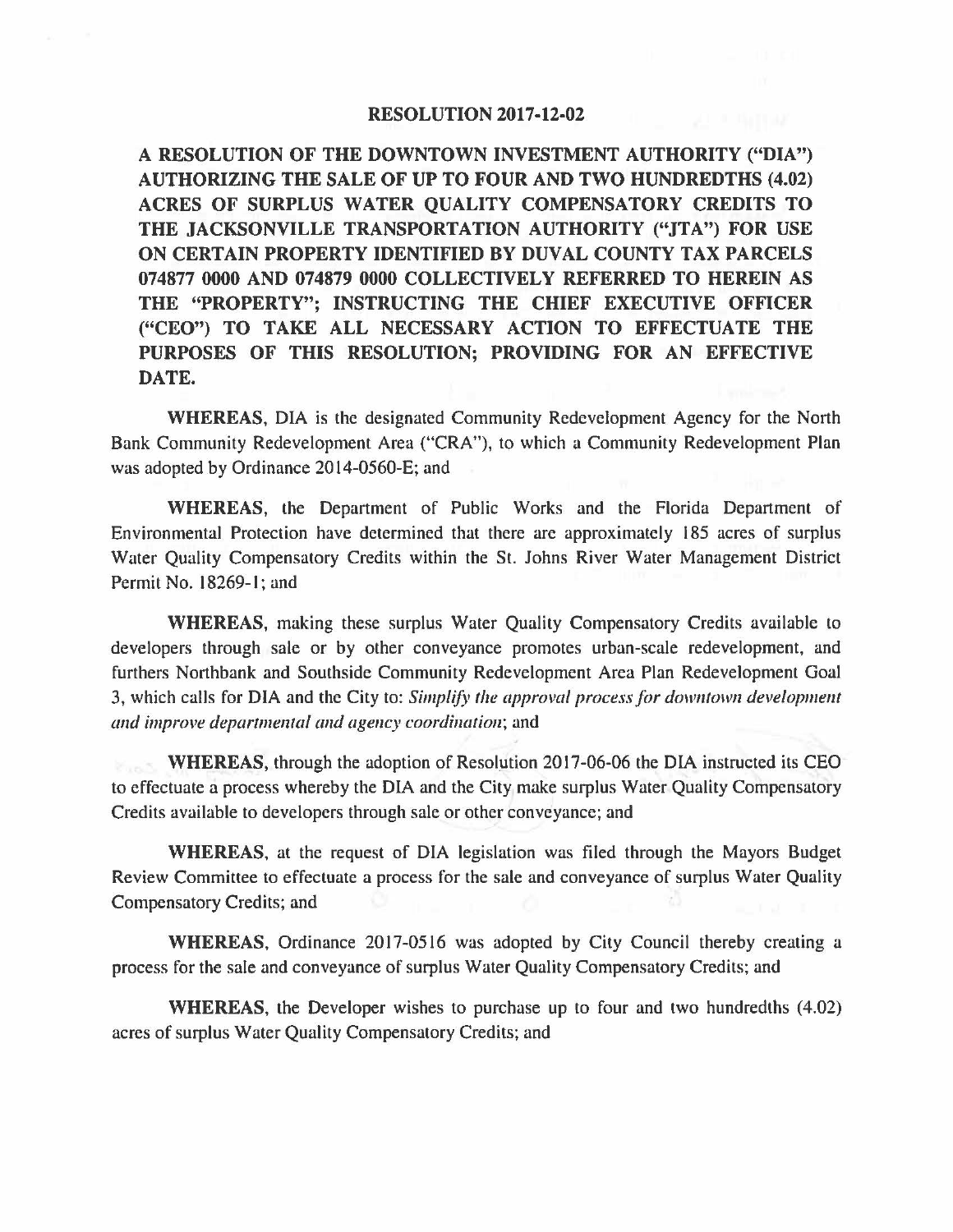# RESOLUTION 2017-12-02

**A RESOLUTION OF THE DOWNTOWN INVESTMENT AUTHORITY ("DIA") AUTHORIZING THE SALE OF UP TO FOUR AND TWO HUNDREDTHS (4.02) ACRES OF SURPLUS WATER QUALITY COMPENSATORY CREDITS TO THE JACKSONVILLE TRANSPORTATION AUTHORITY ("JTA") FOR USE ON CERTAIN PROPERTY IDENTIFIED BY DUVAL COUNTY TAX PARCELS 074877 0000 AND 074879 0000 COLLECTIVELY REFERRED TO HEREIN AS THE "PROPERTY"; INSTRUCTING THE CHIEF EXECUTIVE OFFICER ("CEO") TO TAKE ALL NECESSARY ACTION TO EFFECTUATE THE PURPOSES OF THIS RESOLUTION; PROVIDING FOR AN EFFECTIVE DATE.**

**WHEREAS**, DIA is the designated Community Redevelopment Agency for the North Bank Community Redevelopment Area ("CRA"), to which a Community Redevelopment Plan was adopted by Ordinance 2014-0560-E; and

**WHEREAS**, the Department of Public Works and the Florida Department of Environmental Protection have determined that there are approximately 185 acres of surplus Water Quality Compensatory Credits within the St. Johns River Water Management District Permit No. 18269-1; and

**WHEREAS**, making these surplus Water Quality Compensatory Credits available to developers through sale or by other conveyance promotes urban-scale redevelopment, and furthers Northbank and Southside Community Redevelopment Area Plan Redevelopment Goal 3, which calls for DIA and the City to: *Simplify the approval process for downtown development and improve departmental and agency coordination*; and

**WHEREAS**, through the adoption of Resolution 2017-06-06 the DIA instructed its CEO to effectuate a process whereby the DIA and the City make surplus Water Quality Compensatory Credits available to developers through sale or other conveyance; and

**WHEREAS**, at the request of DIA legislation was filed through the Mayors Budget Review Committee to effectuate a process for the sale and conveyance of surplus Water Quality Compensatory Credits; and

**WHEREAS**, Ordinance 2017-0516 was adopted by City Council thereby creating a process for the sale and conveyance of surplus Water Quality Compensatory Credits; and

**WHEREAS**, the Developer wishes to purchase up to four and two hundredths (4.02) acres of surplus Water Quality Compensatory Credits; and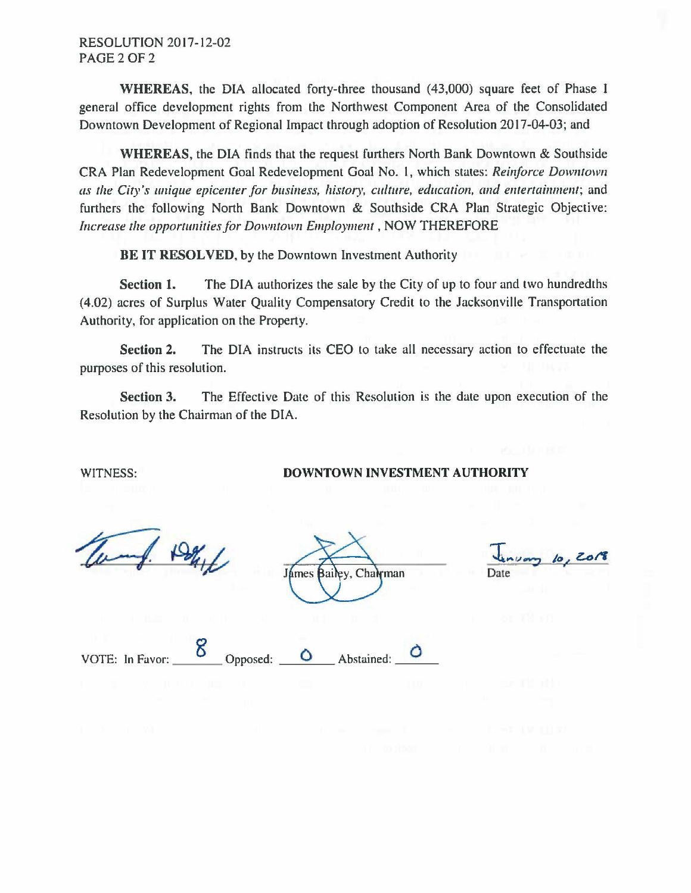**WHEREAS**, the DIA allocated forty-three thousand (43,000) square feet of Phase I general office development rights from the Northwest Component Area of the Consolidated Downtown Development of Regional Impact through adoption of Resolution 2017-04-03; and

**WHEREAS**, the DIA finds that the request furthers North Bank Downtown & Southside CRA Plan Redevelopment Goal Redevelopment Goal No. 1, which states: *Reinforce Downtown as the City's unique epicenter for business, history, culture, education, and entertainment*; and furthers the following North Bank Downtown & Southside CRA Plan Strategic Objective: *Increase the opportunities for Downtown Employment* , NOW THEREFORE

**BE IT RESOLVED**, by the Downtown Investment Authority

**Section 1.** The DIA authorizes the sale by the City of up to four and two hundredths (4.02) acres of Surplus Water Quality Compensatory Credit to the Jacksonville Transportation Authority, for application on the Property.

**Section 2.** The DIA instructs its CEO to take all necessary action to effectuate the purposes of this resolution.

**Section 3.** The Effective Date of this Resolution is the date upon execution of the Resolution by the Chairman of the DIA.

WITNESS: **DOWNTOWN INVESTMENT AUTHORITY**

James Bailey, Chairman

January 10, 2018
Date

VOTE: In Favor: 8 Opposed: 0 Abstained: 0